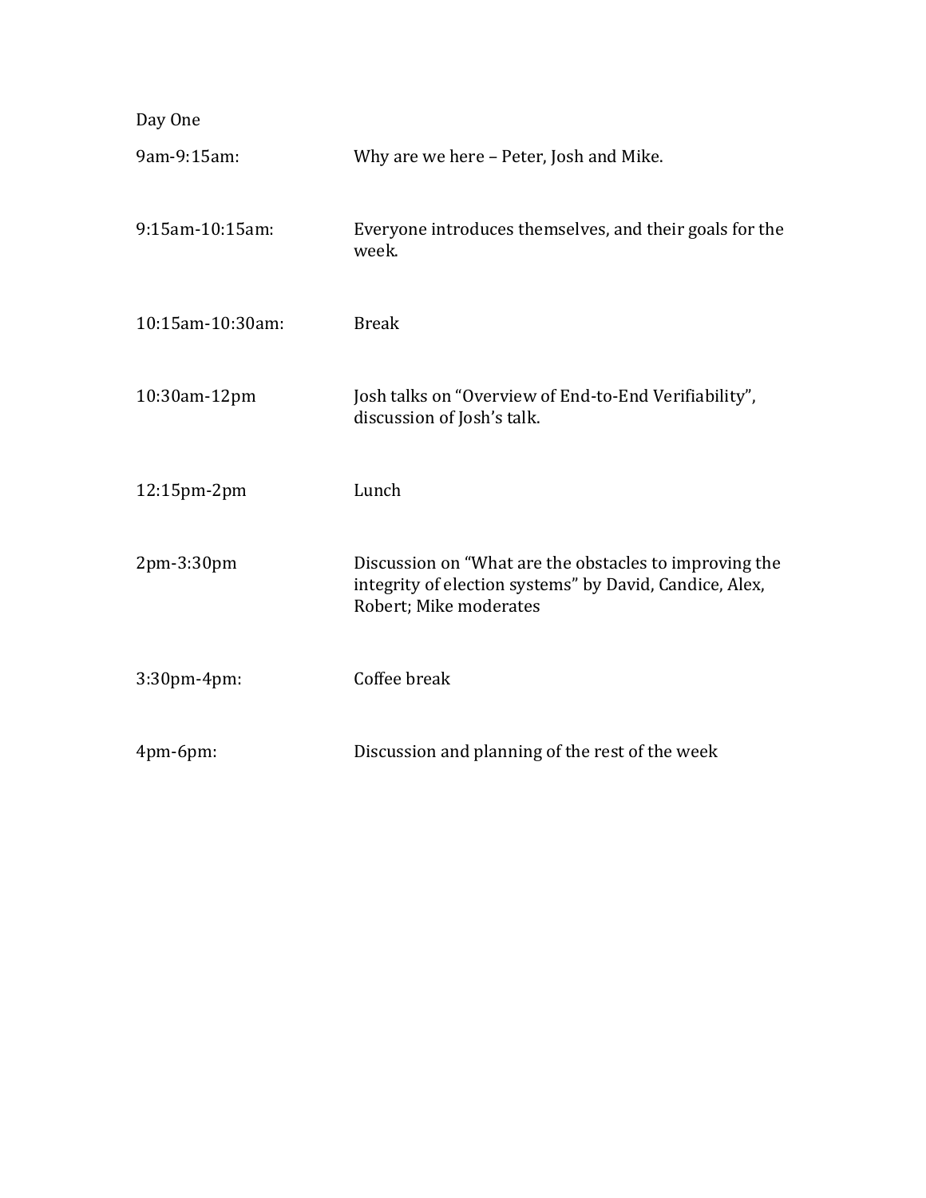Day One

| | |
|---|---|
| 9am-9:15am: | Why are we here – Peter, Josh and Mike. |
| 9:15am-10:15am: | Everyone introduces themselves, and their goals for the week. |
| 10:15am-10:30am: | Break |
| 10:30am-12pm | Josh talks on "Overview of End-to-End Verifiability", discussion of Josh's talk. |
| 12:15pm-2pm | Lunch |
| 2pm-3:30pm | Discussion on "What are the obstacles to improving the integrity of election systems" by David, Candice, Alex, Robert; Mike moderates |
| 3:30pm-4pm: | Coffee break |
| 4pm-6pm: | Discussion and planning of the rest of the week |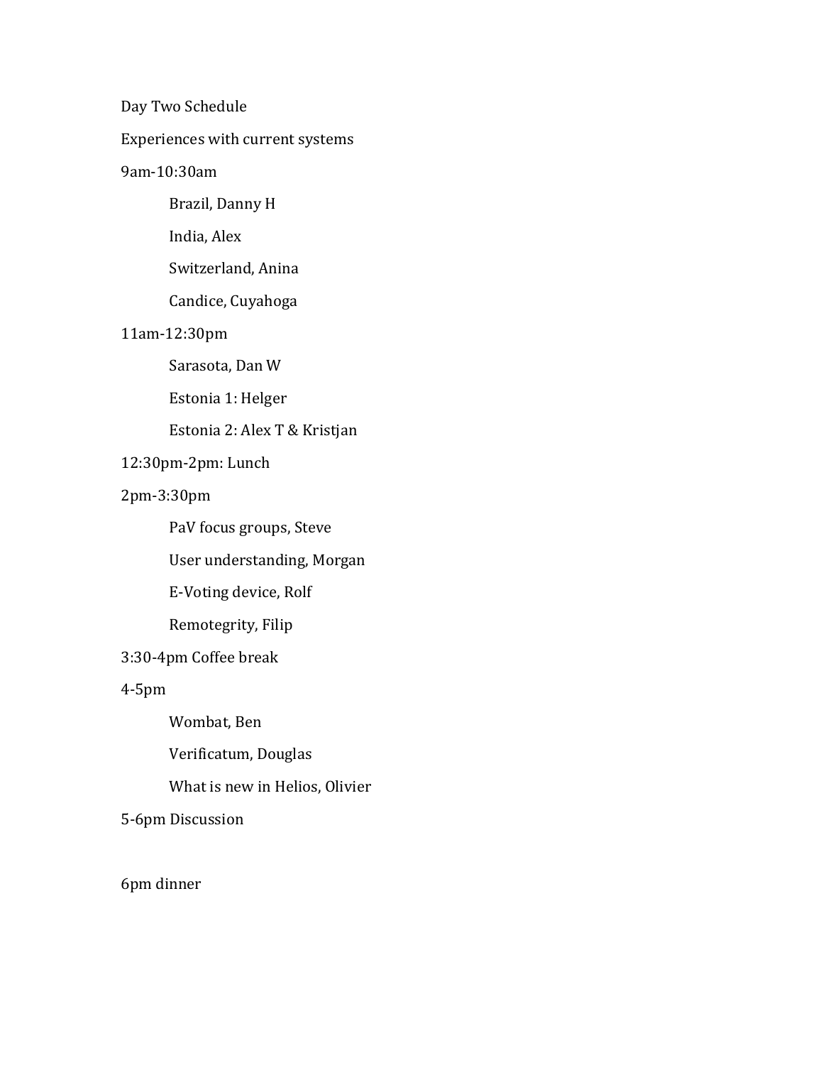Day Two Schedule

Experiences with current systems

9am-10:30am

- Brazil, Danny H
- India, Alex
- Switzerland, Anina
- Candice, Cuyahoga

11am-12:30pm

- Sarasota, Dan W
- Estonia 1: Helger
- Estonia 2: Alex T & Kristjan

12:30pm-2pm: Lunch

2pm-3:30pm

- PaV focus groups, Steve
- User understanding, Morgan
- E-Voting device, Rolf
- Remotegrity, Filip

3:30-4pm Coffee break

4-5pm

- Wombat, Ben
- Verificatum, Douglas
- What is new in Helios, Olivier

5-6pm Discussion

6pm dinner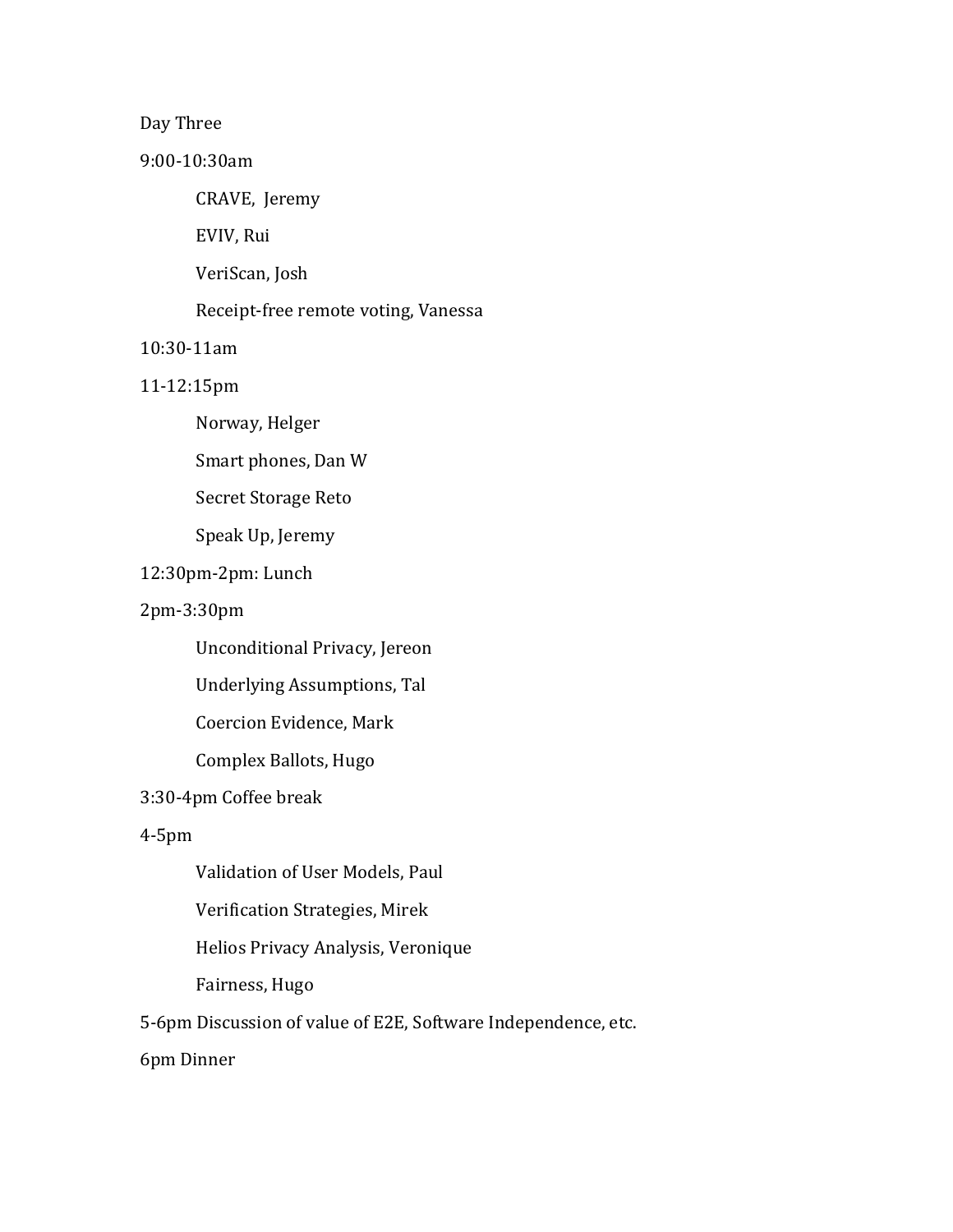Day Three

9:00-10:30am

- CRAVE, Jeremy
- EVIV, Rui
- VeriScan, Josh
- Receipt-free remote voting, Vanessa

10:30-11am

11-12:15pm

- Norway, Helger
- Smart phones, Dan W
- Secret Storage Reto
- Speak Up, Jeremy

12:30pm-2pm: Lunch

2pm-3:30pm

- Unconditional Privacy, Jereon
- Underlying Assumptions, Tal
- Coercion Evidence, Mark
- Complex Ballots, Hugo

3:30-4pm Coffee break

4-5pm

- Validation of User Models, Paul
- Verification Strategies, Mirek
- Helios Privacy Analysis, Veronique
- Fairness, Hugo

5-6pm Discussion of value of E2E, Software Independence, etc.

6pm Dinner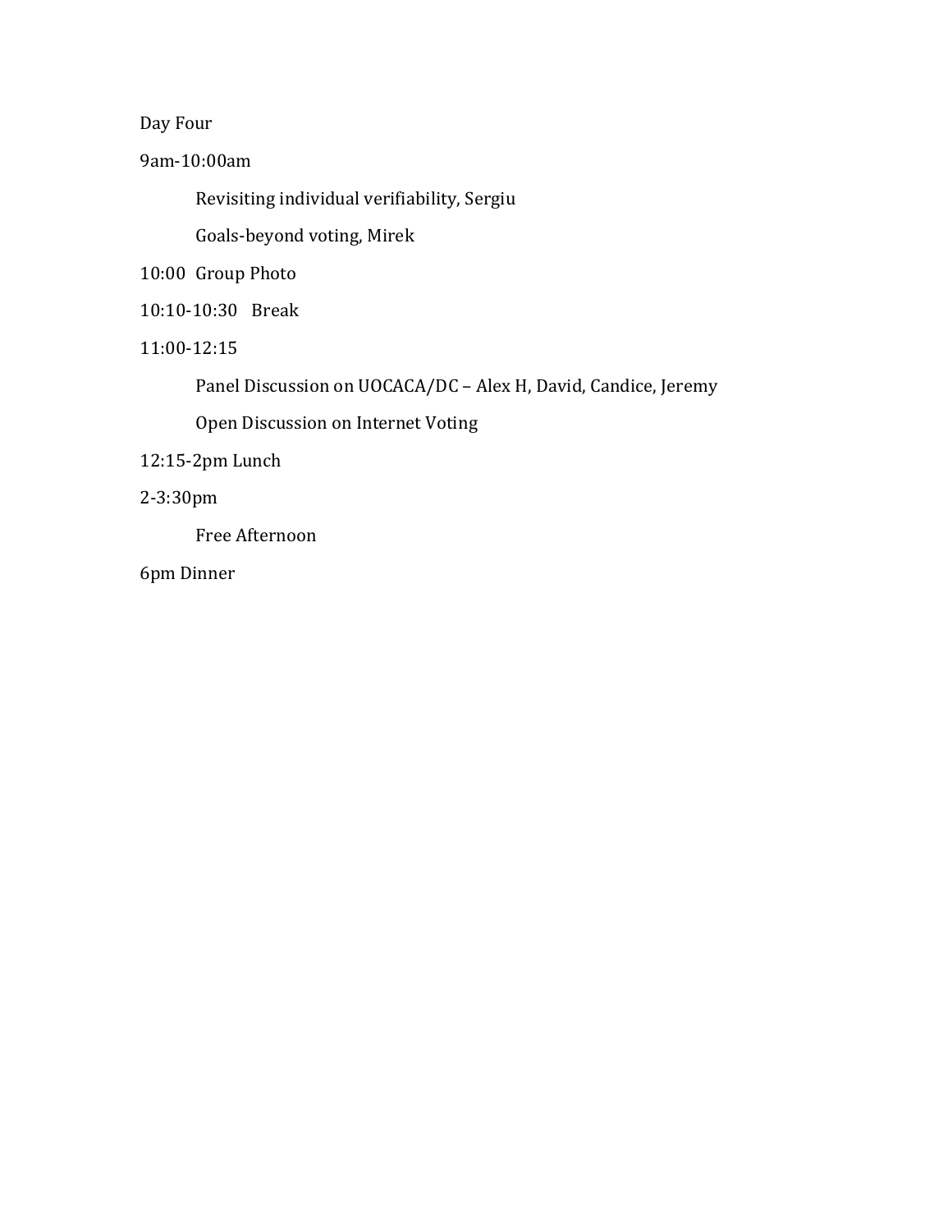Day Four

9am-10:00am

- Revisiting individual verifiability, Sergiu
- Goals-beyond voting, Mirek

10:00 Group Photo

10:10-10:30 Break

11:00-12:15

- Panel Discussion on UOCACA/DC – Alex H, David, Candice, Jeremy
- Open Discussion on Internet Voting

12:15-2pm Lunch

2-3:30pm

- Free Afternoon

6pm Dinner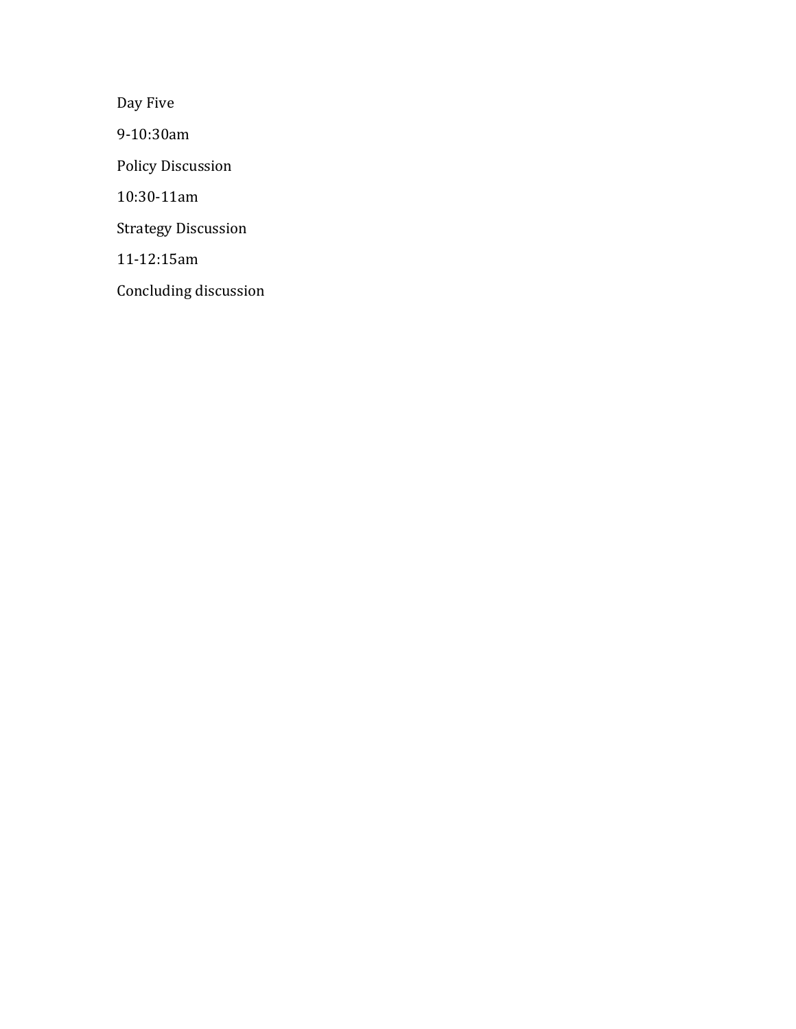Day Five

9-10:30am

Policy Discussion

10:30-11am

Strategy Discussion

11-12:15am

Concluding discussion